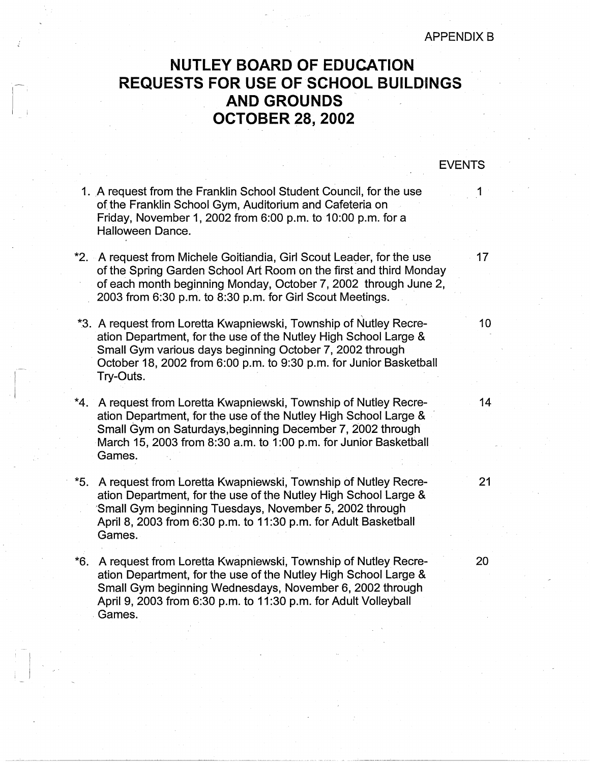APPENDIX B

# NUTLEY BOARD OF EDUCATION
# REQUESTS FOR USE OF SCHOOL BUILDINGS AND GROUNDS
# OCTOBER 28, 2002

| | | EVENTS |
|---|---|---|
| 1. | A request from the Franklin School Student Council, for the use of the Franklin School Gym, Auditorium and Cafeteria on Friday, November 1, 2002 from 6:00 p.m. to 10:00 p.m. for a Halloween Dance. | 1 |
| *2. | A request from Michele Goitiandia, Girl Scout Leader, for the use of the Spring Garden School Art Room on the first and third Monday of each month beginning Monday, October 7, 2002 through June 2, 2003 from 6:30 p.m. to 8:30 p.m. for Girl Scout Meetings. | 17 |
| *3. | A request from Loretta Kwapniewski, Township of Nutley Recreation Department, for the use of the Nutley High School Large & Small Gym various days beginning October 7, 2002 through October 18, 2002 from 6:00 p.m. to 9:30 p.m. for Junior Basketball Try-Outs. | 10 |
| *4. | A request from Loretta Kwapniewski, Township of Nutley Recreation Department, for the use of the Nutley High School Large & Small Gym on Saturdays,beginning December 7, 2002 through March 15, 2003 from 8:30 a.m. to 1:00 p.m. for Junior Basketball Games. | 14 |
| *5. | A request from Loretta Kwapniewski, Township of Nutley Recreation Department, for the use of the Nutley High School Large & Small Gym beginning Tuesdays, November 5, 2002 through April 8, 2003 from 6:30 p.m. to 11:30 p.m. for Adult Basketball Games. | 21 |
| *6. | A request from Loretta Kwapniewski, Township of Nutley Recreation Department, for the use of the Nutley High School Large & Small Gym beginning Wednesdays, November 6, 2002 through April 9, 2003 from 6:30 p.m. to 11:30 p.m. for Adult Volleyball Games. | 20 |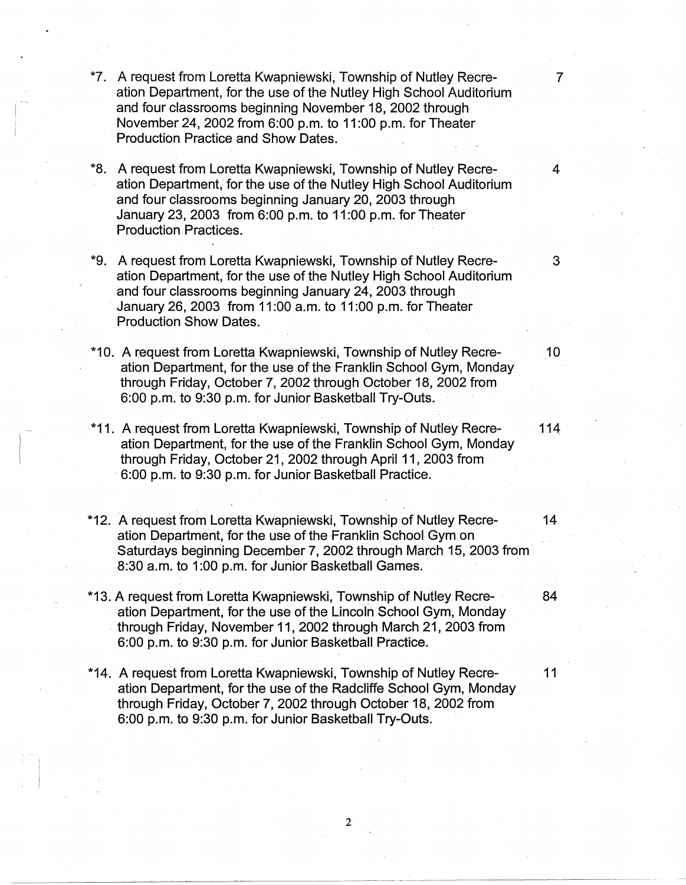*7. A request from Loretta Kwapniewski, Township of Nutley Recreation Department, for the use of the Nutley High School Auditorium and four classrooms beginning November 18, 2002 through November 24, 2002 from 6:00 p.m. to 11:00 p.m. for Theater Production Practice and Show Dates. — 7

*8. A request from Loretta Kwapniewski, Township of Nutley Recreation Department, for the use of the Nutley High School Auditorium and four classrooms beginning January 20, 2003 through January 23, 2003 from 6:00 p.m. to 11:00 p.m. for Theater Production Practices. — 4

*9. A request from Loretta Kwapniewski, Township of Nutley Recreation Department, for the use of the Nutley High School Auditorium and four classrooms beginning January 24, 2003 through January 26, 2003 from 11:00 a.m. to 11:00 p.m. for Theater Production Show Dates. — 3

*10. A request from Loretta Kwapniewski, Township of Nutley Recreation Department, for the use of the Franklin School Gym, Monday through Friday, October 7, 2002 through October 18, 2002 from 6:00 p.m. to 9:30 p.m. for Junior Basketball Try-Outs. — 10

*11. A request from Loretta Kwapniewski, Township of Nutley Recreation Department, for the use of the Franklin School Gym, Monday through Friday, October 21, 2002 through April 11, 2003 from 6:00 p.m. to 9:30 p.m. for Junior Basketball Practice. — 114

*12. A request from Loretta Kwapniewski, Township of Nutley Recreation Department, for the use of the Franklin School Gym on Saturdays beginning December 7, 2002 through March 15, 2003 from 8:30 a.m. to 1:00 p.m. for Junior Basketball Games. — 14

*13. A request from Loretta Kwapniewski, Township of Nutley Recreation Department, for the use of the Lincoln School Gym, Monday through Friday, November 11, 2002 through March 21, 2003 from 6:00 p.m. to 9:30 p.m. for Junior Basketball Practice. — 84

*14. A request from Loretta Kwapniewski, Township of Nutley Recreation Department, for the use of the Radcliffe School Gym, Monday through Friday, October 7, 2002 through October 18, 2002 from 6:00 p.m. to 9:30 p.m. for Junior Basketball Try-Outs. — 11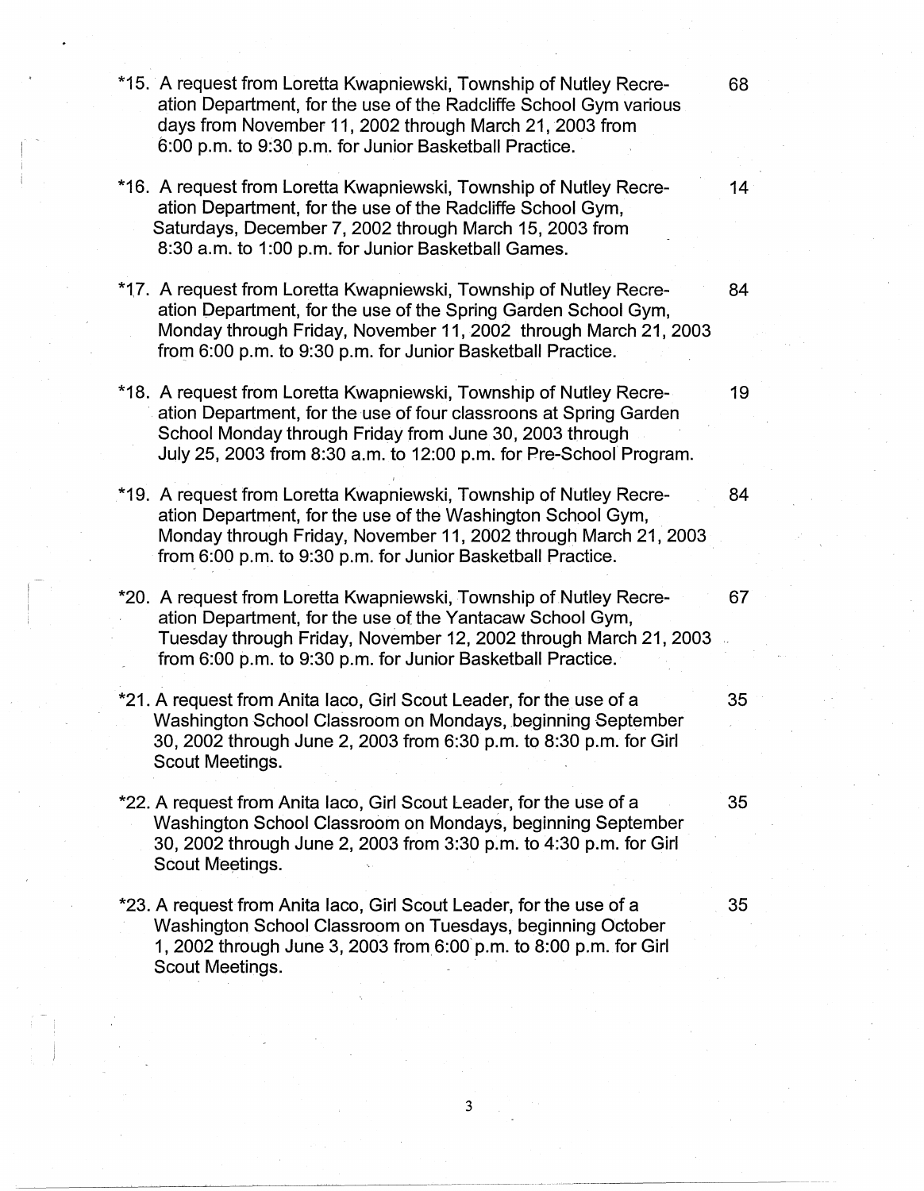*15. A request from Loretta Kwapniewski, Township of Nutley Recreation Department, for the use of the Radcliffe School Gym various days from November 11, 2002 through March 21, 2003 from 6:00 p.m. to 9:30 p.m. for Junior Basketball Practice. 68

*16. A request from Loretta Kwapniewski, Township of Nutley Recreation Department, for the use of the Radcliffe School Gym, Saturdays, December 7, 2002 through March 15, 2003 from 8:30 a.m. to 1:00 p.m. for Junior Basketball Games. 14

*17. A request from Loretta Kwapniewski, Township of Nutley Recreation Department, for the use of the Spring Garden School Gym, Monday through Friday, November 11, 2002 through March 21, 2003 from 6:00 p.m. to 9:30 p.m. for Junior Basketball Practice. 84

*18. A request from Loretta Kwapniewski, Township of Nutley Recreation Department, for the use of four classroons at Spring Garden School Monday through Friday from June 30, 2003 through July 25, 2003 from 8:30 a.m. to 12:00 p.m. for Pre-School Program. 19

*19. A request from Loretta Kwapniewski, Township of Nutley Recreation Department, for the use of the Washington School Gym, Monday through Friday, November 11, 2002 through March 21, 2003 from 6:00 p.m. to 9:30 p.m. for Junior Basketball Practice. 84

*20. A request from Loretta Kwapniewski, Township of Nutley Recreation Department, for the use of the Yantacaw School Gym, Tuesday through Friday, November 12, 2002 through March 21, 2003 from 6:00 p.m. to 9:30 p.m. for Junior Basketball Practice. 67

*21. A request from Anita Iaco, Girl Scout Leader, for the use of a Washington School Classroom on Mondays, beginning September 30, 2002 through June 2, 2003 from 6:30 p.m. to 8:30 p.m. for Girl Scout Meetings. 35

*22. A request from Anita Iaco, Girl Scout Leader, for the use of a Washington School Classroom on Mondays, beginning September 30, 2002 through June 2, 2003 from 3:30 p.m. to 4:30 p.m. for Girl Scout Meetings. 35

*23. A request from Anita Iaco, Girl Scout Leader, for the use of a Washington School Classroom on Tuesdays, beginning October 1, 2002 through June 3, 2003 from 6:00 p.m. to 8:00 p.m. for Girl Scout Meetings. 35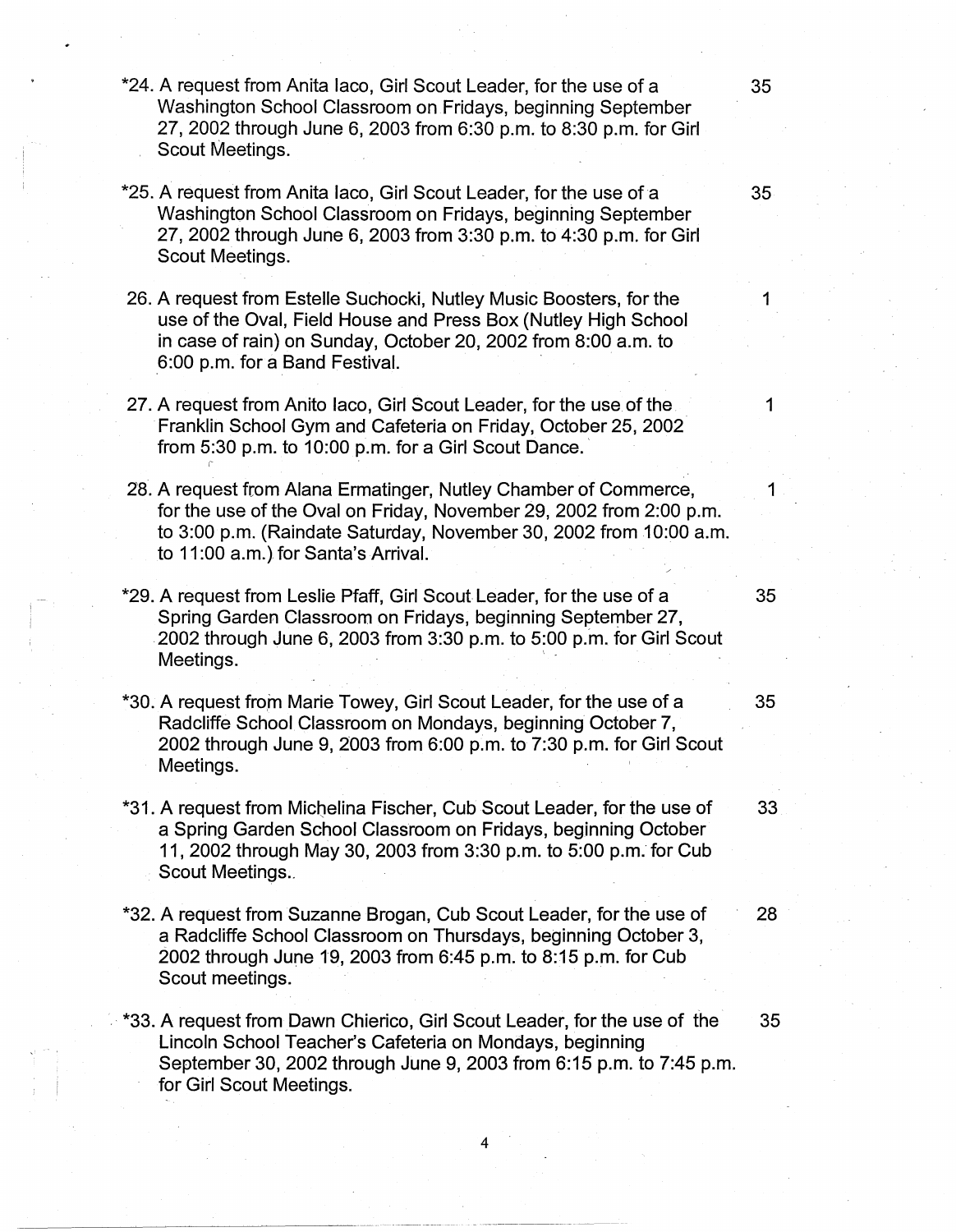*24. A request from Anita Iaco, Girl Scout Leader, for the use of a Washington School Classroom on Fridays, beginning September 27, 2002 through June 6, 2003 from 6:30 p.m. to 8:30 p.m. for Girl Scout Meetings. 35

*25. A request from Anita Iaco, Girl Scout Leader, for the use of a Washington School Classroom on Fridays, beginning September 27, 2002 through June 6, 2003 from 3:30 p.m. to 4:30 p.m. for Girl Scout Meetings. 35

26. A request from Estelle Suchocki, Nutley Music Boosters, for the use of the Oval, Field House and Press Box (Nutley High School in case of rain) on Sunday, October 20, 2002 from 8:00 a.m. to 6:00 p.m. for a Band Festival. 1

27. A request from Anito Iaco, Girl Scout Leader, for the use of the Franklin School Gym and Cafeteria on Friday, October 25, 2002 from 5:30 p.m. to 10:00 p.m. for a Girl Scout Dance. 1

28. A request from Alana Ermatinger, Nutley Chamber of Commerce, for the use of the Oval on Friday, November 29, 2002 from 2:00 p.m. to 3:00 p.m. (Raindate Saturday, November 30, 2002 from 10:00 a.m. to 11:00 a.m.) for Santa's Arrival. 1

*29. A request from Leslie Pfaff, Girl Scout Leader, for the use of a Spring Garden Classroom on Fridays, beginning September 27, 2002 through June 6, 2003 from 3:30 p.m. to 5:00 p.m. for Girl Scout Meetings. 35

*30. A request from Marie Towey, Girl Scout Leader, for the use of a Radcliffe School Classroom on Mondays, beginning October 7, 2002 through June 9, 2003 from 6:00 p.m. to 7:30 p.m. for Girl Scout Meetings. 35

*31. A request from Michelina Fischer, Cub Scout Leader, for the use of a Spring Garden School Classroom on Fridays, beginning October 11, 2002 through May 30, 2003 from 3:30 p.m. to 5:00 p.m. for Cub Scout Meetings. 33

*32. A request from Suzanne Brogan, Cub Scout Leader, for the use of a Radcliffe School Classroom on Thursdays, beginning October 3, 2002 through June 19, 2003 from 6:45 p.m. to 8:15 p.m. for Cub Scout meetings. 28

*33. A request from Dawn Chierico, Girl Scout Leader, for the use of the Lincoln School Teacher's Cafeteria on Mondays, beginning September 30, 2002 through June 9, 2003 from 6:15 p.m. to 7:45 p.m. for Girl Scout Meetings. 35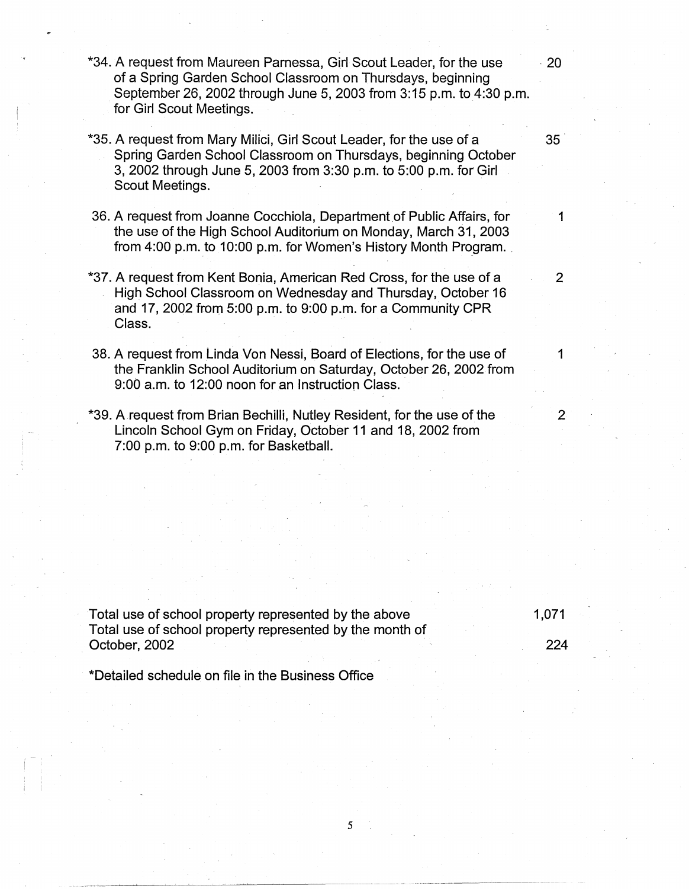| | |
|---|---|
| *34. A request from Maureen Parnessa, Girl Scout Leader, for the use of a Spring Garden School Classroom on Thursdays, beginning September 26, 2002 through June 5, 2003 from 3:15 p.m. to 4:30 p.m. for Girl Scout Meetings. | 20 |
| *35. A request from Mary Milici, Girl Scout Leader, for the use of a Spring Garden School Classroom on Thursdays, beginning October 3, 2002 through June 5, 2003 from 3:30 p.m. to 5:00 p.m. for Girl Scout Meetings. | 35 |
| 36. A request from Joanne Cocchiola, Department of Public Affairs, for the use of the High School Auditorium on Monday, March 31, 2003 from 4:00 p.m. to 10:00 p.m. for Women's History Month Program. | 1 |
| *37. A request from Kent Bonia, American Red Cross, for the use of a High School Classroom on Wednesday and Thursday, October 16 and 17, 2002 from 5:00 p.m. to 9:00 p.m. for a Community CPR Class. | 2 |
| 38. A request from Linda Von Nessi, Board of Elections, for the use of the Franklin School Auditorium on Saturday, October 26, 2002 from 9:00 a.m. to 12:00 noon for an Instruction Class. | 1 |
| *39. A request from Brian Bechilli, Nutley Resident, for the use of the Lincoln School Gym on Friday, October 11 and 18, 2002 from 7:00 p.m. to 9:00 p.m. for Basketball. | 2 |
| Total use of school property represented by the above | 1,071 |
| Total use of school property represented by the month of October, 2002 | 224 |

*Detailed schedule on file in the Business Office